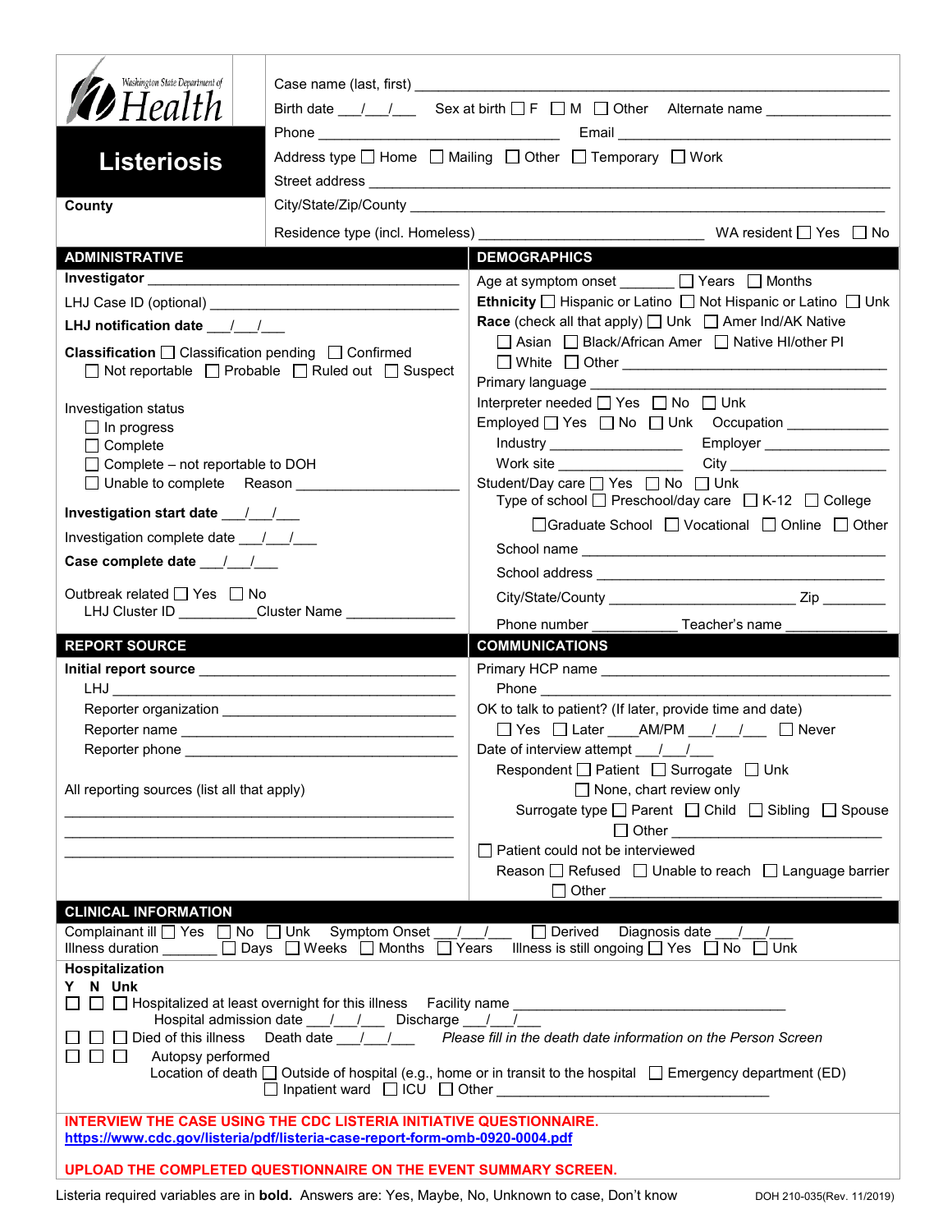Washington State Department of Health

# Listeriosis

**County**

Case name (last, first) ___________________________________________

Birth date ___/___/___ Sex at birth ☐ F ☐ M ☐ Other Alternate name _______________

Phone ___________________________ Email ______________________________

Address type ☐ Home ☐ Mailing ☐ Other ☐ Temporary ☐ Work

Street address ___________________________________________

City/State/Zip/County ___________________________________________

Residence type (incl. Homeless) ___________________________ WA resident ☐ Yes ☐ No

## ADMINISTRATIVE

**Investigator** ___________________________________________

LHJ Case ID (optional) ______________________________

**LHJ notification date** ___/___/___

**Classification** ☐ Classification pending ☐ Confirmed
☐ Not reportable ☐ Probable ☐ Ruled out ☐ Suspect

Investigation status
☐ In progress
☐ Complete
☐ Complete – not reportable to DOH
☐ Unable to complete Reason ____________________

**Investigation start date** ___/___/___

Investigation complete date ___/___/___

**Case complete date** ___/___/___

Outbreak related ☐ Yes ☐ No
LHJ Cluster ID __________ Cluster Name ______________

## DEMOGRAPHICS

Age at symptom onset _______ ☐ Years ☐ Months

**Ethnicity** ☐ Hispanic or Latino ☐ Not Hispanic or Latino ☐ Unk

**Race** (check all that apply) ☐ Unk ☐ Amer Ind/AK Native
☐ Asian ☐ Black/African Amer ☐ Native HI/other PI
☐ White ☐ Other ______________________________

Primary language ______________________________

Interpreter needed ☐ Yes ☐ No ☐ Unk

Employed ☐ Yes ☐ No ☐ Unk Occupation ____________

Industry _________________ Employer _______________

Work site _________________ City _________________

Student/Day care ☐ Yes ☐ No ☐ Unk

Type of school ☐ Preschool/day care ☐ K-12 ☐ College
☐ Graduate School ☐ Vocational ☐ Online ☐ Other

School name ______________________________

School address ______________________________

City/State/County ______________________ Zip ________

Phone number ___________ Teacher's name _____________

## REPORT SOURCE

**Initial report source** ______________________________

LHJ ______________________________

Reporter organization ______________________________

Reporter name ______________________________

Reporter phone ______________________________

All reporting sources (list all that apply)

______________________________________________

______________________________________________

______________________________________________

## COMMUNICATIONS

Primary HCP name ______________________________

Phone ______________________________

OK to talk to patient? (If later, provide time and date)
☐ Yes ☐ Later ____AM/PM ___/___/___ ☐ Never

Date of interview attempt ___/___/___

Respondent ☐ Patient ☐ Surrogate ☐ Unk
☐ None, chart review only

Surrogate type ☐ Parent ☐ Child ☐ Sibling ☐ Spouse
☐ Other ___________________________

☐ Patient could not be interviewed

Reason ☐ Refused ☐ Unable to reach ☐ Language barrier
☐ Other ______________________________

## CLINICAL INFORMATION

Complainant ill ☐ Yes ☐ No ☐ Unk Symptom Onset ___/___/___ ☐ Derived Diagnosis date ___/___/___

Illness duration _______ ☐ Days ☐ Weeks ☐ Months ☐ Years Illness is still ongoing ☐ Yes ☐ No ☐ Unk

**Hospitalization**

**Y N Unk**

☐ ☐ ☐ Hospitalized at least overnight for this illness Facility name ______________________________
Hospital admission date ___/___/___ Discharge ___/___/___

☐ ☐ ☐ Died of this illness Death date ___/___/___ *Please fill in the death date information on the Person Screen*

☐ ☐ ☐ Autopsy performed
Location of death ☐ Outside of hospital (e.g., home or in transit to the hospital ☐ Emergency department (ED)
☐ Inpatient ward ☐ ICU ☐ Other ______________________________

**INTERVIEW THE CASE USING THE CDC LISTERIA INITIATIVE QUESTIONNAIRE.**
**https://www.cdc.gov/listeria/pdf/listeria-case-report-form-omb-0920-0004.pdf**

**UPLOAD THE COMPLETED QUESTIONNAIRE ON THE EVENT SUMMARY SCREEN.**

Listeria required variables are in **bold.** Answers are: Yes, Maybe, No, Unknown to case, Don't know

DOH 210-035(Rev. 11/2019)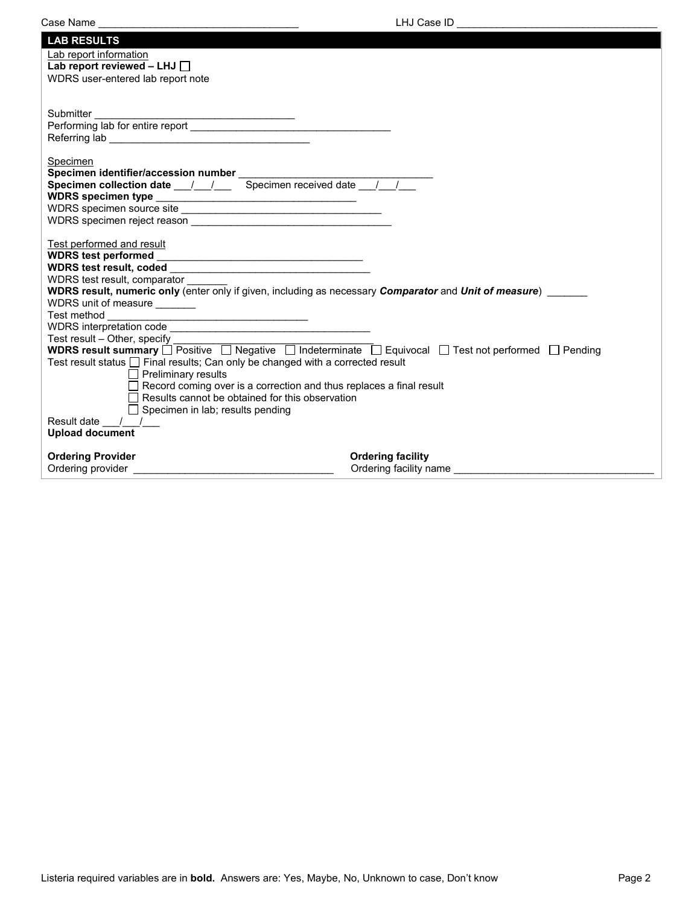Case Name ___________________________________ LHJ Case ID ___________________________________

## LAB RESULTS

Lab report information

**Lab report reviewed – LHJ** ☐

WDRS user-entered lab report note

Submitter ___________________________________

Performing lab for entire report ___________________________________

Referring lab ___________________________________

Specimen

**Specimen identifier/accession number** ___________________________________

**Specimen collection date** ___/___/___ Specimen received date ___/___/___

**WDRS specimen type** ___________________________________

WDRS specimen source site ___________________________________

WDRS specimen reject reason ___________________________________

Test performed and result

**WDRS test performed** ___________________________________

**WDRS test result, coded** ___________________________________

WDRS test result, comparator _______

**WDRS result, numeric only** (enter only if given, including as necessary ***Comparator*** and ***Unit of measure***) _______

WDRS unit of measure _______

Test method ___________________________________

WDRS interpretation code ___________________________________

Test result – Other, specify ___________________________________

**WDRS result summary** ☐ Positive ☐ Negative ☐ Indeterminate ☐ Equivocal ☐ Test not performed ☐ Pending

Test result status ☐ Final results; Can only be changed with a corrected result
☐ Preliminary results
☐ Record coming over is a correction and thus replaces a final result
☐ Results cannot be obtained for this observation
☐ Specimen in lab; results pending

Result date ___/___/___

**Upload document**

**Ordering Provider**

Ordering provider ___________________________________

**Ordering facility**

Ordering facility name ___________________________________

Listeria required variables are in **bold.** Answers are: Yes, Maybe, No, Unknown to case, Don't know